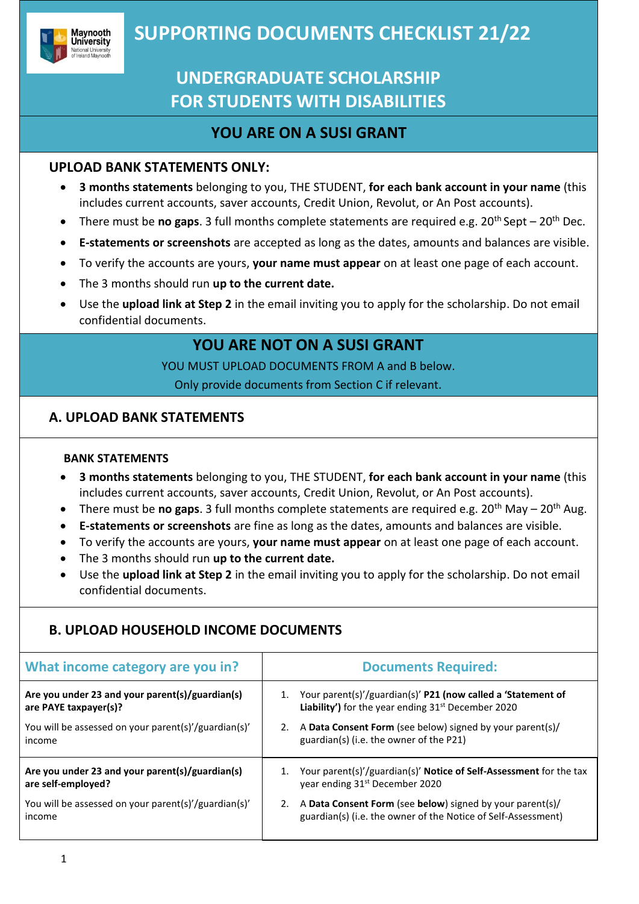# SUPPORTING DOCUMENTS CHECKLIST 21/22

## UNDERGRADUATE SCHOLARSHIP FOR STUDENTS WITH DISABILITIES

## YOU ARE ON A SUSI GRANT

### UPLOAD BANK STATEMENTS ONLY:

- **3 months statements** belonging to you, THE STUDENT, **for each bank account in your name** (this includes current accounts, saver accounts, Credit Union, Revolut, or An Post accounts).
- There must be **no gaps**. 3 full months complete statements are required e.g. 20th Sept – 20th Dec.
- **E-statements or screenshots** are accepted as long as the dates, amounts and balances are visible.
- To verify the accounts are yours, **your name must appear** on at least one page of each account.
- The 3 months should run **up to the current date.**
- Use the **upload link at Step 2** in the email inviting you to apply for the scholarship. Do not email confidential documents.

## YOU ARE NOT ON A SUSI GRANT

YOU MUST UPLOAD DOCUMENTS FROM A and B below.

Only provide documents from Section C if relevant.

### A. UPLOAD BANK STATEMENTS

**BANK STATEMENTS**

- **3 months statements** belonging to you, THE STUDENT, **for each bank account in your name** (this includes current accounts, saver accounts, Credit Union, Revolut, or An Post accounts).
- There must be **no gaps**. 3 full months complete statements are required e.g. 20th May – 20th Aug.
- **E-statements or screenshots** are fine as long as the dates, amounts and balances are visible.
- To verify the accounts are yours, **your name must appear** on at least one page of each account.
- The 3 months should run **up to the current date.**
- Use the **upload link at Step 2** in the email inviting you to apply for the scholarship. Do not email confidential documents.

### B. UPLOAD HOUSEHOLD INCOME DOCUMENTS

| What income category are you in? | Documents Required: |
|---|---|
| **Are you under 23 and your parent(s)/guardian(s) are PAYE taxpayer(s)?**<br><br>You will be assessed on your parent(s)'/guardian(s)' income | 1. Your parent(s)'/guardian(s)' **P21 (now called a 'Statement of Liability')** for the year ending 31st December 2020<br>2. A **Data Consent Form** (see below) signed by your parent(s)/ guardian(s) (i.e. the owner of the P21) |
| **Are you under 23 and your parent(s)/guardian(s) are self-employed?**<br><br>You will be assessed on your parent(s)'/guardian(s)' income | 1. Your parent(s)'/guardian(s)' **Notice of Self-Assessment** for the tax year ending 31st December 2020<br>2. A **Data Consent Form** (see **below**) signed by your parent(s)/ guardian(s) (i.e. the owner of the Notice of Self-Assessment) |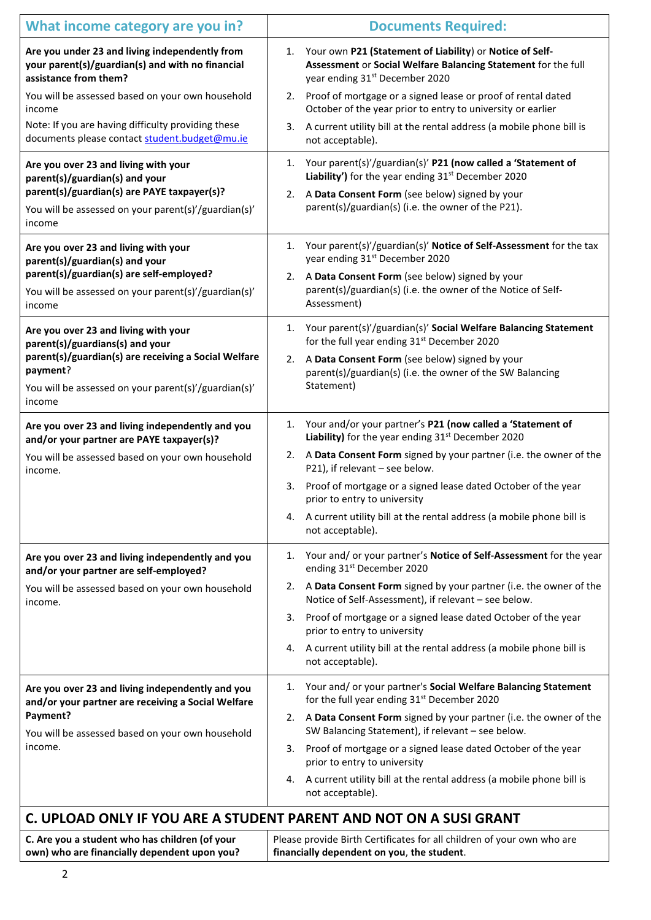| What income category are you in? | Documents Required: |
|---|---|
| **Are you under 23 and living independently from your parent(s)/guardian(s) and with no financial assistance from them?**<br><br>You will be assessed based on your own household income<br><br>Note: If you are having difficulty providing these documents please contact student.budget@mu.ie | 1. Your own **P21 (Statement of Liability**) or **Notice of Self-Assessment** or **Social Welfare Balancing Statement** for the full year ending 31st December 2020<br>2. Proof of mortgage or a signed lease or proof of rental dated October of the year prior to entry to university or earlier<br>3. A current utility bill at the rental address (a mobile phone bill is not acceptable). |
| **Are you over 23 and living with your parent(s)/guardian(s) and your parent(s)/guardian(s) are PAYE taxpayer(s)?**<br><br>You will be assessed on your parent(s)'/guardian(s)' income | 1. Your parent(s)'/guardian(s)' **P21 (now called a 'Statement of Liability')** for the year ending 31st December 2020<br>2. A **Data Consent Form** (see below) signed by your parent(s)/guardian(s) (i.e. the owner of the P21). |
| **Are you over 23 and living with your parent(s)/guardian(s) and your parent(s)/guardian(s) are self-employed?**<br><br>You will be assessed on your parent(s)'/guardian(s)' income | 1. Your parent(s)'/guardian(s)' **Notice of Self-Assessment** for the tax year ending 31st December 2020<br>2. A **Data Consent Form** (see below) signed by your parent(s)/guardian(s) (i.e. the owner of the Notice of Self-Assessment) |
| **Are you over 23 and living with your parent(s)/guardians(s) and your parent(s)/guardian(s) are receiving a Social Welfare payment**?<br><br>You will be assessed on your parent(s)'/guardian(s)' income | 1. Your parent(s)'/guardian(s)' **Social Welfare Balancing Statement** for the full year ending 31st December 2020<br>2. A **Data Consent Form** (see below) signed by your parent(s)/guardian(s) (i.e. the owner of the SW Balancing Statement) |
| **Are you over 23 and living independently and you and/or your partner are PAYE taxpayer(s)?**<br><br>You will be assessed based on your own household income. | 1. Your and/or your partner's **P21 (now called a 'Statement of Liability)** for the year ending 31st December 2020<br>2. A **Data Consent Form** signed by your partner (i.e. the owner of the P21), if relevant – see below.<br>3. Proof of mortgage or a signed lease dated October of the year prior to entry to university<br>4. A current utility bill at the rental address (a mobile phone bill is not acceptable). |
| **Are you over 23 and living independently and you and/or your partner are self-employed?**<br><br>You will be assessed based on your own household income. | 1. Your and/ or your partner's **Notice of Self-Assessment** for the year ending 31st December 2020<br>2. A **Data Consent Form** signed by your partner (i.e. the owner of the Notice of Self-Assessment), if relevant – see below.<br>3. Proof of mortgage or a signed lease dated October of the year prior to entry to university<br>4. A current utility bill at the rental address (a mobile phone bill is not acceptable). |
| **Are you over 23 and living independently and you and/or your partner are receiving a Social Welfare Payment?**<br><br>You will be assessed based on your own household income. | 1. Your and/ or your partner's **Social Welfare Balancing Statement** for the full year ending 31st December 2020<br>2. A **Data Consent Form** signed by your partner (i.e. the owner of the SW Balancing Statement), if relevant – see below.<br>3. Proof of mortgage or a signed lease dated October of the year prior to entry to university<br>4. A current utility bill at the rental address (a mobile phone bill is not acceptable). |

## C. UPLOAD ONLY IF YOU ARE A STUDENT PARENT AND NOT ON A SUSI GRANT

| | |
|---|---|
| **C. Are you a student who has children (of your own) who are financially dependent upon you?** | Please provide Birth Certificates for all children of your own who are **financially dependent on you**, **the student**. |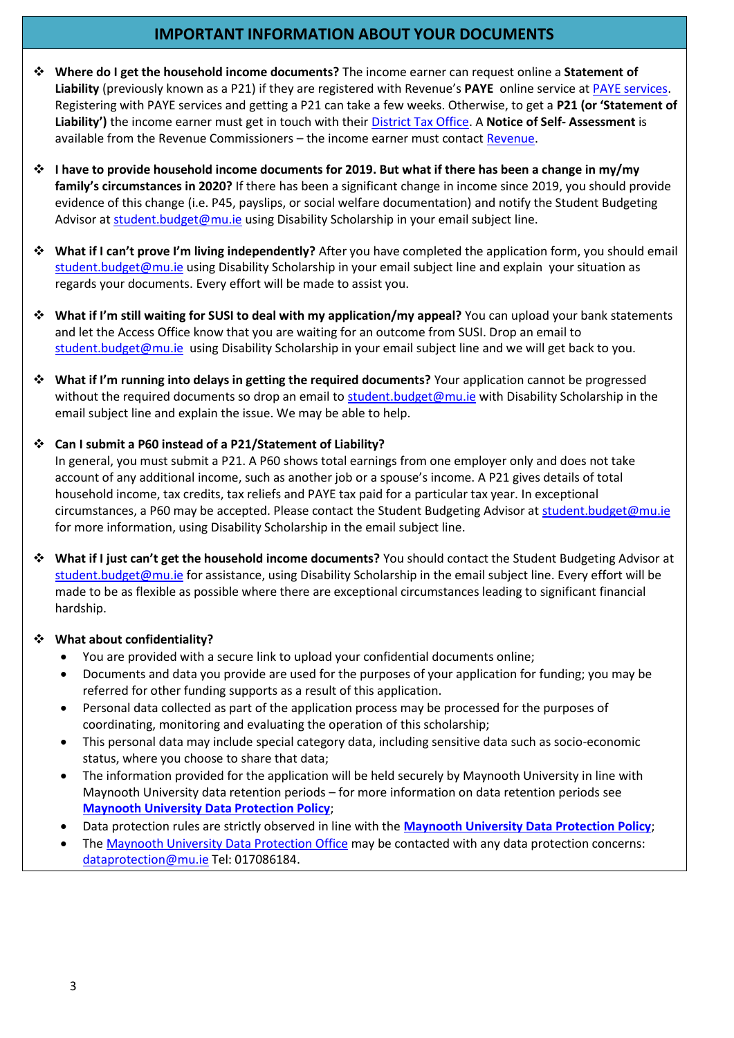## IMPORTANT INFORMATION ABOUT YOUR DOCUMENTS

- **Where do I get the household income documents?** The income earner can request online a **Statement of Liability** (previously known as a P21) if they are registered with Revenue's **PAYE** online service at PAYE services. Registering with PAYE services and getting a P21 can take a few weeks. Otherwise, to get a **P21 (or 'Statement of Liability')** the income earner must get in touch with their District Tax Office. A **Notice of Self- Assessment** is available from the Revenue Commissioners – the income earner must contact Revenue.

- **I have to provide household income documents for 2019. But what if there has been a change in my/my family's circumstances in 2020?** If there has been a significant change in income since 2019, you should provide evidence of this change (i.e. P45, payslips, or social welfare documentation) and notify the Student Budgeting Advisor at student.budget@mu.ie using Disability Scholarship in your email subject line.

- **What if I can't prove I'm living independently?** After you have completed the application form, you should email student.budget@mu.ie using Disability Scholarship in your email subject line and explain your situation as regards your documents. Every effort will be made to assist you.

- **What if I'm still waiting for SUSI to deal with my application/my appeal?** You can upload your bank statements and let the Access Office know that you are waiting for an outcome from SUSI. Drop an email to student.budget@mu.ie using Disability Scholarship in your email subject line and we will get back to you.

- **What if I'm running into delays in getting the required documents?** Your application cannot be progressed without the required documents so drop an email to student.budget@mu.ie with Disability Scholarship in the email subject line and explain the issue. We may be able to help.

- **Can I submit a P60 instead of a P21/Statement of Liability?**
  In general, you must submit a P21. A P60 shows total earnings from one employer only and does not take account of any additional income, such as another job or a spouse's income. A P21 gives details of total household income, tax credits, tax reliefs and PAYE tax paid for a particular tax year. In exceptional circumstances, a P60 may be accepted. Please contact the Student Budgeting Advisor at student.budget@mu.ie for more information, using Disability Scholarship in the email subject line.

- **What if I just can't get the household income documents?** You should contact the Student Budgeting Advisor at student.budget@mu.ie for assistance, using Disability Scholarship in the email subject line. Every effort will be made to be as flexible as possible where there are exceptional circumstances leading to significant financial hardship.

- **What about confidentiality?**
  - You are provided with a secure link to upload your confidential documents online;
  - Documents and data you provide are used for the purposes of your application for funding; you may be referred for other funding supports as a result of this application.
  - Personal data collected as part of the application process may be processed for the purposes of coordinating, monitoring and evaluating the operation of this scholarship;
  - This personal data may include special category data, including sensitive data such as socio-economic status, where you choose to share that data;
  - The information provided for the application will be held securely by Maynooth University in line with Maynooth University data retention periods – for more information on data retention periods see **Maynooth University Data Protection Policy**;
  - Data protection rules are strictly observed in line with the **Maynooth University Data Protection Policy**;
  - The Maynooth University Data Protection Office may be contacted with any data protection concerns: dataprotection@mu.ie Tel: 017086184.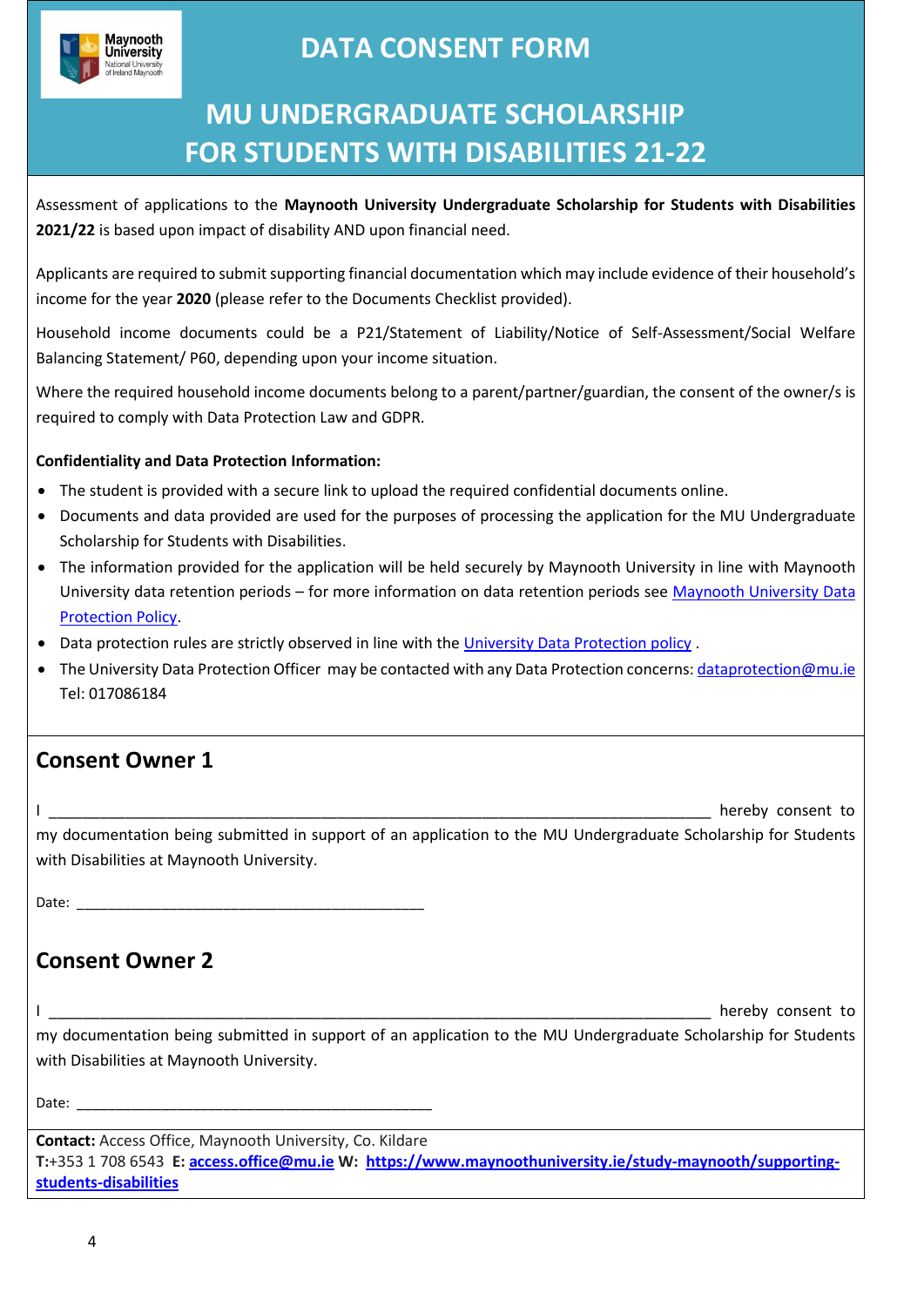# DATA CONSENT FORM

## MU UNDERGRADUATE SCHOLARSHIP FOR STUDENTS WITH DISABILITIES 21-22

Assessment of applications to the **Maynooth University Undergraduate Scholarship for Students with Disabilities 2021/22** is based upon impact of disability AND upon financial need.

Applicants are required to submit supporting financial documentation which may include evidence of their household's income for the year **2020** (please refer to the Documents Checklist provided).

Household income documents could be a P21/Statement of Liability/Notice of Self-Assessment/Social Welfare Balancing Statement/ P60, depending upon your income situation.

Where the required household income documents belong to a parent/partner/guardian, the consent of the owner/s is required to comply with Data Protection Law and GDPR.

**Confidentiality and Data Protection Information:**

- The student is provided with a secure link to upload the required confidential documents online.
- Documents and data provided are used for the purposes of processing the application for the MU Undergraduate Scholarship for Students with Disabilities.
- The information provided for the application will be held securely by Maynooth University in line with Maynooth University data retention periods – for more information on data retention periods see Maynooth University Data Protection Policy.
- Data protection rules are strictly observed in line with the University Data Protection policy .
- The University Data Protection Officer may be contacted with any Data Protection concerns: dataprotection@mu.ie Tel: 017086184

## Consent Owner 1

I ______________________________________________________________________________ hereby consent to my documentation being submitted in support of an application to the MU Undergraduate Scholarship for Students with Disabilities at Maynooth University.

Date: _________________________________________

## Consent Owner 2

I ______________________________________________________________________________ hereby consent to my documentation being submitted in support of an application to the MU Undergraduate Scholarship for Students with Disabilities at Maynooth University.

Date: _________________________________________

**Contact:** Access Office, Maynooth University, Co. Kildare
**T:**+353 1 708 6543 **E:** **access.office@mu.ie** **W:** **https://www.maynoothuniversity.ie/study-maynooth/supporting-students-disabilities**